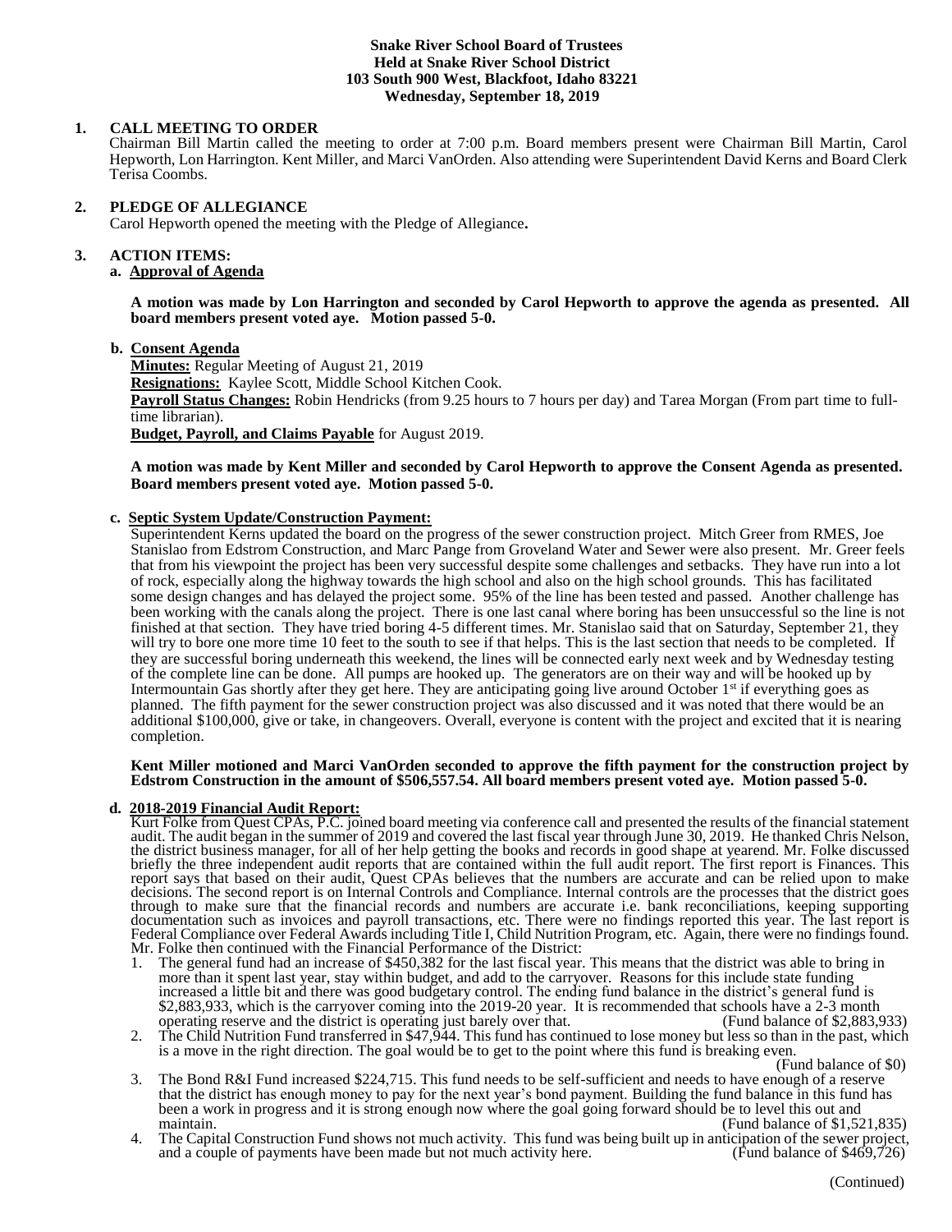**Snake River School Board of Trustees**
**Held at Snake River School District**
**103 South 900 West, Blackfoot, Idaho 83221**
**Wednesday, September 18, 2019**

**1. CALL MEETING TO ORDER**

Chairman Bill Martin called the meeting to order at 7:00 p.m. Board members present were Chairman Bill Martin, Carol Hepworth, Lon Harrington. Kent Miller, and Marci VanOrden. Also attending were Superintendent David Kerns and Board Clerk Terisa Coombs.

**2. PLEDGE OF ALLEGIANCE**

Carol Hepworth opened the meeting with the Pledge of Allegiance**.**

**3. ACTION ITEMS:**

**a. Approval of Agenda**

**A motion was made by Lon Harrington and seconded by Carol Hepworth to approve the agenda as presented. All board members present voted aye. Motion passed 5-0.**

**b. Consent Agenda**

**Minutes:** Regular Meeting of August 21, 2019
**Resignations:** Kaylee Scott, Middle School Kitchen Cook.
**Payroll Status Changes:** Robin Hendricks (from 9.25 hours to 7 hours per day) and Tarea Morgan (From part time to full-time librarian).
**Budget, Payroll, and Claims Payable** for August 2019.

**A motion was made by Kent Miller and seconded by Carol Hepworth to approve the Consent Agenda as presented. Board members present voted aye. Motion passed 5-0.**

**c. Septic System Update/Construction Payment:**

Superintendent Kerns updated the board on the progress of the sewer construction project. Mitch Greer from RMES, Joe Stanislao from Edstrom Construction, and Marc Pange from Groveland Water and Sewer were also present. Mr. Greer feels that from his viewpoint the project has been very successful despite some challenges and setbacks. They have run into a lot of rock, especially along the highway towards the high school and also on the high school grounds. This has facilitated some design changes and has delayed the project some. 95% of the line has been tested and passed. Another challenge has been working with the canals along the project. There is one last canal where boring has been unsuccessful so the line is not finished at that section. They have tried boring 4-5 different times. Mr. Stanislao said that on Saturday, September 21, they will try to bore one more time 10 feet to the south to see if that helps. This is the last section that needs to be completed. If they are successful boring underneath this weekend, the lines will be connected early next week and by Wednesday testing of the complete line can be done. All pumps are hooked up. The generators are on their way and will be hooked up by Intermountain Gas shortly after they get here. They are anticipating going live around October 1st if everything goes as planned. The fifth payment for the sewer construction project was also discussed and it was noted that there would be an additional $100,000, give or take, in changeovers. Overall, everyone is content with the project and excited that it is nearing completion.

**Kent Miller motioned and Marci VanOrden seconded to approve the fifth payment for the construction project by Edstrom Construction in the amount of $506,557.54. All board members present voted aye. Motion passed 5-0.**

**d. 2018-2019 Financial Audit Report:**

Kurt Folke from Quest CPAs, P.C. joined board meeting via conference call and presented the results of the financial statement audit. The audit began in the summer of 2019 and covered the last fiscal year through June 30, 2019. He thanked Chris Nelson, the district business manager, for all of her help getting the books and records in good shape at yearend. Mr. Folke discussed briefly the three independent audit reports that are contained within the full audit report. The first report is Finances. This report says that based on their audit, Quest CPAs believes that the numbers are accurate and can be relied upon to make decisions. The second report is on Internal Controls and Compliance. Internal controls are the processes that the district goes through to make sure that the financial records and numbers are accurate i.e. bank reconciliations, keeping supporting documentation such as invoices and payroll transactions, etc. There were no findings reported this year. The last report is Federal Compliance over Federal Awards including Title I, Child Nutrition Program, etc. Again, there were no findings found. Mr. Folke then continued with the Financial Performance of the District:

1. The general fund had an increase of $450,382 for the last fiscal year. This means that the district was able to bring in more than it spent last year, stay within budget, and add to the carryover. Reasons for this include state funding increased a little bit and there was good budgetary control. The ending fund balance in the district's general fund is $2,883,933, which is the carryover coming into the 2019-20 year. It is recommended that schools have a 2-3 month operating reserve and the district is operating just barely over that. (Fund balance of $2,883,933)
2. The Child Nutrition Fund transferred in $47,944. This fund has continued to lose money but less so than in the past, which is a move in the right direction. The goal would be to get to the point where this fund is breaking even. (Fund balance of $0)
3. The Bond R&I Fund increased $224,715. This fund needs to be self-sufficient and needs to have enough of a reserve that the district has enough money to pay for the next year's bond payment. Building the fund balance in this fund has been a work in progress and it is strong enough now where the goal going forward should be to level this out and maintain. (Fund balance of $1,521,835)
4. The Capital Construction Fund shows not much activity. This fund was being built up in anticipation of the sewer project, and a couple of payments have been made but not much activity here. (Fund balance of $469,726)

(Continued)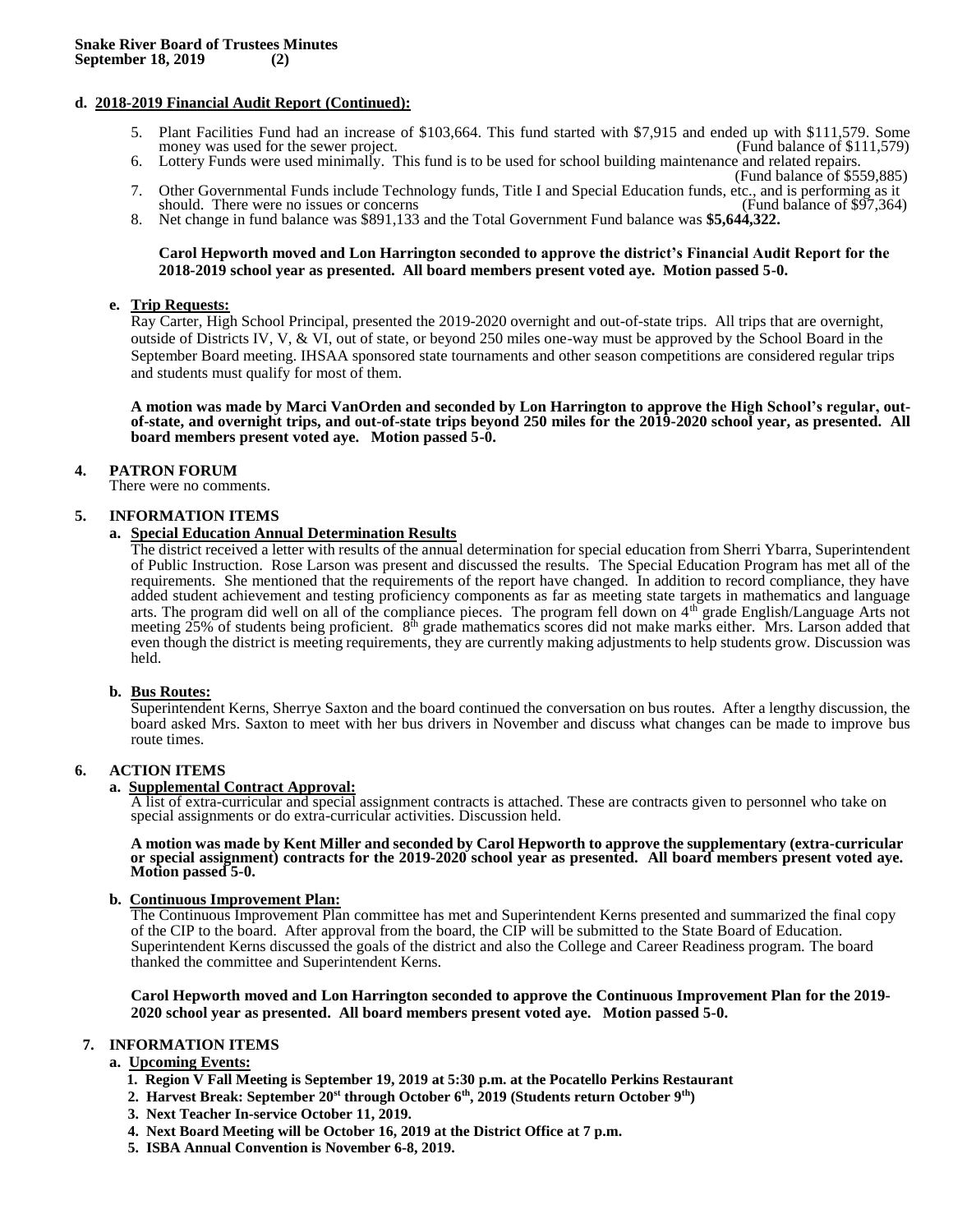**d. 2018-2019 Financial Audit Report (Continued):**

5. Plant Facilities Fund had an increase of $103,664. This fund started with $7,915 and ended up with $111,579. Some money was used for the sewer project. (Fund balance of $111,579)
6. Lottery Funds were used minimally. This fund is to be used for school building maintenance and related repairs. (Fund balance of $559,885)
7. Other Governmental Funds include Technology funds, Title I and Special Education funds, etc., and is performing as it should. There were no issues or concerns (Fund balance of $97,364)
8. Net change in fund balance was $891,133 and the Total Government Fund balance was **$5,644,322.**

**Carol Hepworth moved and Lon Harrington seconded to approve the district's Financial Audit Report for the 2018-2019 school year as presented. All board members present voted aye. Motion passed 5-0.**

**e. Trip Requests:**

Ray Carter, High School Principal, presented the 2019-2020 overnight and out-of-state trips. All trips that are overnight, outside of Districts IV, V, & VI, out of state, or beyond 250 miles one-way must be approved by the School Board in the September Board meeting. IHSAA sponsored state tournaments and other season competitions are considered regular trips and students must qualify for most of them.

**A motion was made by Marci VanOrden and seconded by Lon Harrington to approve the High School's regular, out-of-state, and overnight trips, and out-of-state trips beyond 250 miles for the 2019-2020 school year, as presented. All board members present voted aye. Motion passed 5-0.**

## 4. PATRON FORUM

There were no comments.

## 5. INFORMATION ITEMS

**a. Special Education Annual Determination Results**

The district received a letter with results of the annual determination for special education from Sherri Ybarra, Superintendent of Public Instruction. Rose Larson was present and discussed the results. The Special Education Program has met all of the requirements. She mentioned that the requirements of the report have changed. In addition to record compliance, they have added student achievement and testing proficiency components as far as meeting state targets in mathematics and language arts. The program did well on all of the compliance pieces. The program fell down on 4th grade English/Language Arts not meeting 25% of students being proficient. 8th grade mathematics scores did not make marks either. Mrs. Larson added that even though the district is meeting requirements, they are currently making adjustments to help students grow. Discussion was held.

**b. Bus Routes:**

Superintendent Kerns, Sherrye Saxton and the board continued the conversation on bus routes. After a lengthy discussion, the board asked Mrs. Saxton to meet with her bus drivers in November and discuss what changes can be made to improve bus route times.

## 6. ACTION ITEMS

**a. Supplemental Contract Approval:**

A list of extra-curricular and special assignment contracts is attached. These are contracts given to personnel who take on special assignments or do extra-curricular activities. Discussion held.

**A motion was made by Kent Miller and seconded by Carol Hepworth to approve the supplementary (extra-curricular or special assignment) contracts for the 2019-2020 school year as presented. All board members present voted aye. Motion passed 5-0.**

**b. Continuous Improvement Plan:**

The Continuous Improvement Plan committee has met and Superintendent Kerns presented and summarized the final copy of the CIP to the board. After approval from the board, the CIP will be submitted to the State Board of Education. Superintendent Kerns discussed the goals of the district and also the College and Career Readiness program. The board thanked the committee and Superintendent Kerns.

**Carol Hepworth moved and Lon Harrington seconded to approve the Continuous Improvement Plan for the 2019-2020 school year as presented. All board members present voted aye. Motion passed 5-0.**

## 7. INFORMATION ITEMS

**a. Upcoming Events:**

1. **Region V Fall Meeting is September 19, 2019 at 5:30 p.m. at the Pocatello Perkins Restaurant**
2. **Harvest Break: September 20st through October 6th, 2019 (Students return October 9th)**
3. **Next Teacher In-service October 11, 2019.**
4. **Next Board Meeting will be October 16, 2019 at the District Office at 7 p.m.**
5. **ISBA Annual Convention is November 6-8, 2019.**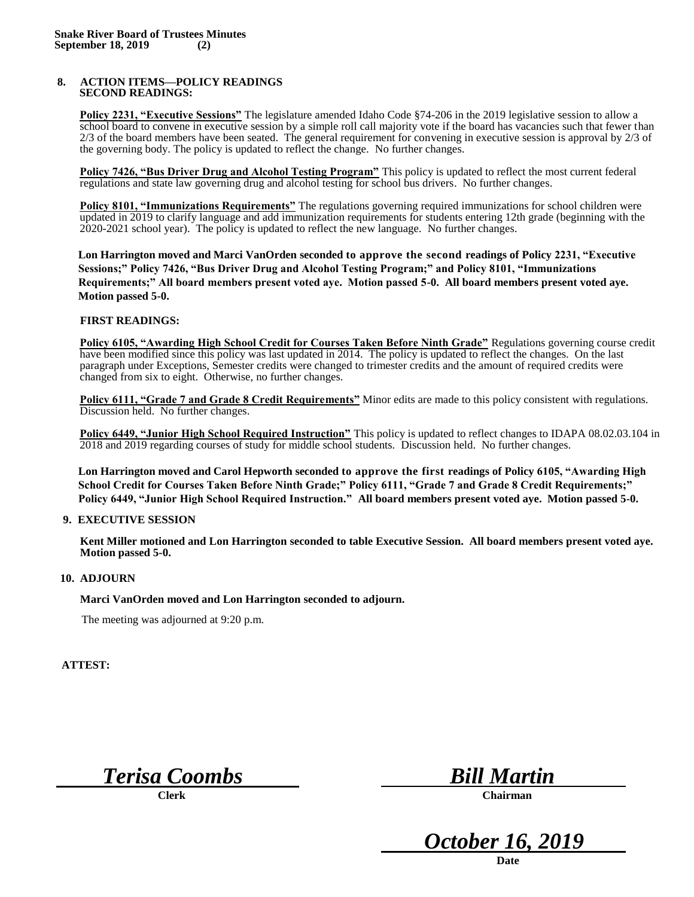**8. ACTION ITEMS—POLICY READINGS**
**SECOND READINGS:**

**Policy 2231, "Executive Sessions"** The legislature amended Idaho Code §74-206 in the 2019 legislative session to allow a school board to convene in executive session by a simple roll call majority vote if the board has vacancies such that fewer than 2/3 of the board members have been seated. The general requirement for convening in executive session is approval by 2/3 of the governing body. The policy is updated to reflect the change. No further changes.

**Policy 7426, "Bus Driver Drug and Alcohol Testing Program"** This policy is updated to reflect the most current federal regulations and state law governing drug and alcohol testing for school bus drivers. No further changes.

**Policy 8101, "Immunizations Requirements"** The regulations governing required immunizations for school children were updated in 2019 to clarify language and add immunization requirements for students entering 12th grade (beginning with the 2020-2021 school year). The policy is updated to reflect the new language. No further changes.

**Lon Harrington moved and Marci VanOrden seconded to approve the second readings of Policy 2231, "Executive Sessions;" Policy 7426, "Bus Driver Drug and Alcohol Testing Program;" and Policy 8101, "Immunizations Requirements;" All board members present voted aye. Motion passed 5-0. All board members present voted aye. Motion passed 5-0.**

**FIRST READINGS:**

**Policy 6105, "Awarding High School Credit for Courses Taken Before Ninth Grade"** Regulations governing course credit have been modified since this policy was last updated in 2014. The policy is updated to reflect the changes. On the last paragraph under Exceptions, Semester credits were changed to trimester credits and the amount of required credits were changed from six to eight. Otherwise, no further changes.

**Policy 6111, "Grade 7 and Grade 8 Credit Requirements"** Minor edits are made to this policy consistent with regulations. Discussion held. No further changes.

**Policy 6449, "Junior High School Required Instruction"** This policy is updated to reflect changes to IDAPA 08.02.03.104 in 2018 and 2019 regarding courses of study for middle school students. Discussion held. No further changes.

**Lon Harrington moved and Carol Hepworth seconded to approve the first readings of Policy 6105, "Awarding High School Credit for Courses Taken Before Ninth Grade;" Policy 6111, "Grade 7 and Grade 8 Credit Requirements;" Policy 6449, "Junior High School Required Instruction." All board members present voted aye. Motion passed 5-0.**

**9. EXECUTIVE SESSION**

**Kent Miller motioned and Lon Harrington seconded to table Executive Session. All board members present voted aye. Motion passed 5-0.**

**10. ADJOURN**

**Marci VanOrden moved and Lon Harrington seconded to adjourn.**

The meeting was adjourned at 9:20 p.m.

**ATTEST:**

*Terisa Coombs*
**Clerk**

*Bill Martin*
**Chairman**

*October 16, 2019*
**Date**